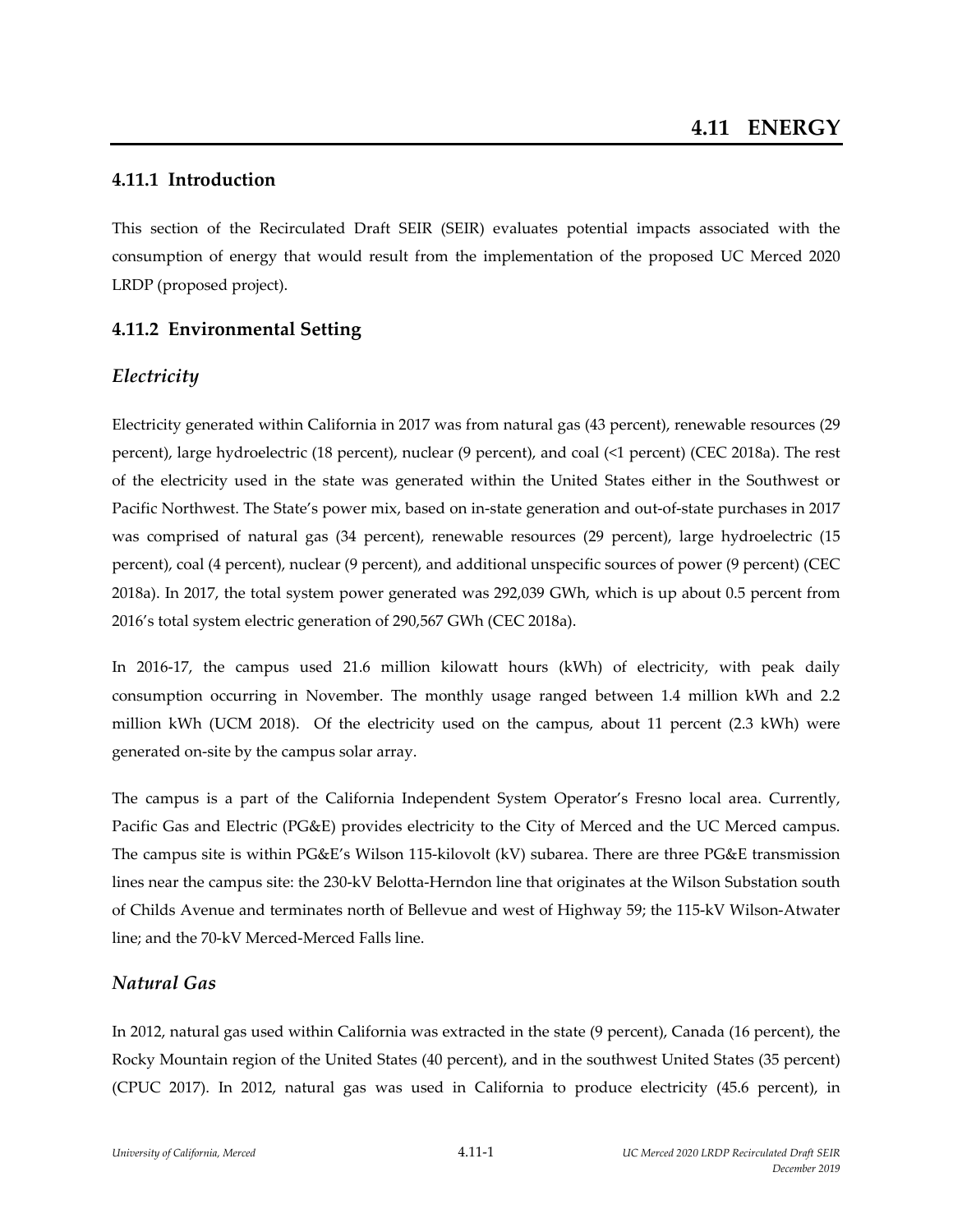# 4.11 ENERGY

## 4.11.1 Introduction

This section of the Recirculated Draft SEIR (SEIR) evaluates potential impacts associated with the consumption of energy that would result from the implementation of the proposed UC Merced 2020 LRDP (proposed project).

## 4.11.2 Environmental Setting

### *Electricity*

Electricity generated within California in 2017 was from natural gas (43 percent), renewable resources (29 percent), large hydroelectric (18 percent), nuclear (9 percent), and coal (<1 percent) (CEC 2018a). The rest of the electricity used in the state was generated within the United States either in the Southwest or Pacific Northwest. The State's power mix, based on in-state generation and out-of-state purchases in 2017 was comprised of natural gas (34 percent), renewable resources (29 percent), large hydroelectric (15 percent), coal (4 percent), nuclear (9 percent), and additional unspecific sources of power (9 percent) (CEC 2018a). In 2017, the total system power generated was 292,039 GWh, which is up about 0.5 percent from 2016's total system electric generation of 290,567 GWh (CEC 2018a).

In 2016-17, the campus used 21.6 million kilowatt hours (kWh) of electricity, with peak daily consumption occurring in November. The monthly usage ranged between 1.4 million kWh and 2.2 million kWh (UCM 2018). Of the electricity used on the campus, about 11 percent (2.3 kWh) were generated on-site by the campus solar array.

The campus is a part of the California Independent System Operator's Fresno local area. Currently, Pacific Gas and Electric (PG&E) provides electricity to the City of Merced and the UC Merced campus. The campus site is within PG&E's Wilson 115-kilovolt (kV) subarea. There are three PG&E transmission lines near the campus site: the 230-kV Belotta-Herndon line that originates at the Wilson Substation south of Childs Avenue and terminates north of Bellevue and west of Highway 59; the 115-kV Wilson-Atwater line; and the 70-kV Merced-Merced Falls line.

### *Natural Gas*

In 2012, natural gas used within California was extracted in the state (9 percent), Canada (16 percent), the Rocky Mountain region of the United States (40 percent), and in the southwest United States (35 percent) (CPUC 2017). In 2012, natural gas was used in California to produce electricity (45.6 percent), in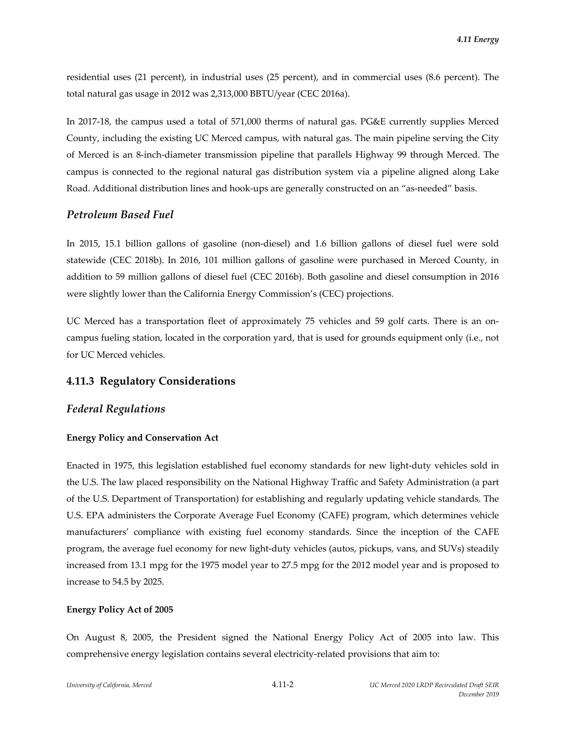residential uses (21 percent), in industrial uses (25 percent), and in commercial uses (8.6 percent). The total natural gas usage in 2012 was 2,313,000 BBTU/year (CEC 2016a).

In 2017-18, the campus used a total of 571,000 therms of natural gas. PG&E currently supplies Merced County, including the existing UC Merced campus, with natural gas. The main pipeline serving the City of Merced is an 8-inch-diameter transmission pipeline that parallels Highway 99 through Merced. The campus is connected to the regional natural gas distribution system via a pipeline aligned along Lake Road. Additional distribution lines and hook-ups are generally constructed on an "as-needed" basis.

### *Petroleum Based Fuel*

In 2015, 15.1 billion gallons of gasoline (non-diesel) and 1.6 billion gallons of diesel fuel were sold statewide (CEC 2018b). In 2016, 101 million gallons of gasoline were purchased in Merced County, in addition to 59 million gallons of diesel fuel (CEC 2016b). Both gasoline and diesel consumption in 2016 were slightly lower than the California Energy Commission's (CEC) projections.

UC Merced has a transportation fleet of approximately 75 vehicles and 59 golf carts. There is an on-campus fueling station, located in the corporation yard, that is used for grounds equipment only (i.e., not for UC Merced vehicles.

## 4.11.3 Regulatory Considerations

### *Federal Regulations*

#### Energy Policy and Conservation Act

Enacted in 1975, this legislation established fuel economy standards for new light-duty vehicles sold in the U.S. The law placed responsibility on the National Highway Traffic and Safety Administration (a part of the U.S. Department of Transportation) for establishing and regularly updating vehicle standards. The U.S. EPA administers the Corporate Average Fuel Economy (CAFE) program, which determines vehicle manufacturers' compliance with existing fuel economy standards. Since the inception of the CAFE program, the average fuel economy for new light-duty vehicles (autos, pickups, vans, and SUVs) steadily increased from 13.1 mpg for the 1975 model year to 27.5 mpg for the 2012 model year and is proposed to increase to 54.5 by 2025.

#### Energy Policy Act of 2005

On August 8, 2005, the President signed the National Energy Policy Act of 2005 into law. This comprehensive energy legislation contains several electricity-related provisions that aim to: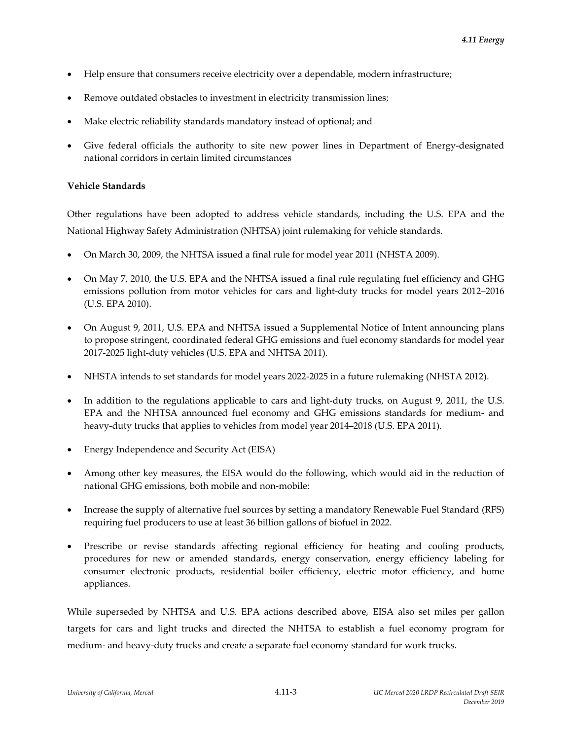- Help ensure that consumers receive electricity over a dependable, modern infrastructure;
- Remove outdated obstacles to investment in electricity transmission lines;
- Make electric reliability standards mandatory instead of optional; and
- Give federal officials the authority to site new power lines in Department of Energy-designated national corridors in certain limited circumstances

**Vehicle Standards**

Other regulations have been adopted to address vehicle standards, including the U.S. EPA and the National Highway Safety Administration (NHTSA) joint rulemaking for vehicle standards.

- On March 30, 2009, the NHTSA issued a final rule for model year 2011 (NHSTA 2009).
- On May 7, 2010, the U.S. EPA and the NHTSA issued a final rule regulating fuel efficiency and GHG emissions pollution from motor vehicles for cars and light-duty trucks for model years 2012–2016 (U.S. EPA 2010).
- On August 9, 2011, U.S. EPA and NHTSA issued a Supplemental Notice of Intent announcing plans to propose stringent, coordinated federal GHG emissions and fuel economy standards for model year 2017-2025 light-duty vehicles (U.S. EPA and NHTSA 2011).
- NHSTA intends to set standards for model years 2022-2025 in a future rulemaking (NHSTA 2012).
- In addition to the regulations applicable to cars and light-duty trucks, on August 9, 2011, the U.S. EPA and the NHTSA announced fuel economy and GHG emissions standards for medium- and heavy-duty trucks that applies to vehicles from model year 2014–2018 (U.S. EPA 2011).
- Energy Independence and Security Act (EISA)
- Among other key measures, the EISA would do the following, which would aid in the reduction of national GHG emissions, both mobile and non-mobile:
- Increase the supply of alternative fuel sources by setting a mandatory Renewable Fuel Standard (RFS) requiring fuel producers to use at least 36 billion gallons of biofuel in 2022.
- Prescribe or revise standards affecting regional efficiency for heating and cooling products, procedures for new or amended standards, energy conservation, energy efficiency labeling for consumer electronic products, residential boiler efficiency, electric motor efficiency, and home appliances.

While superseded by NHTSA and U.S. EPA actions described above, EISA also set miles per gallon targets for cars and light trucks and directed the NHTSA to establish a fuel economy program for medium- and heavy-duty trucks and create a separate fuel economy standard for work trucks.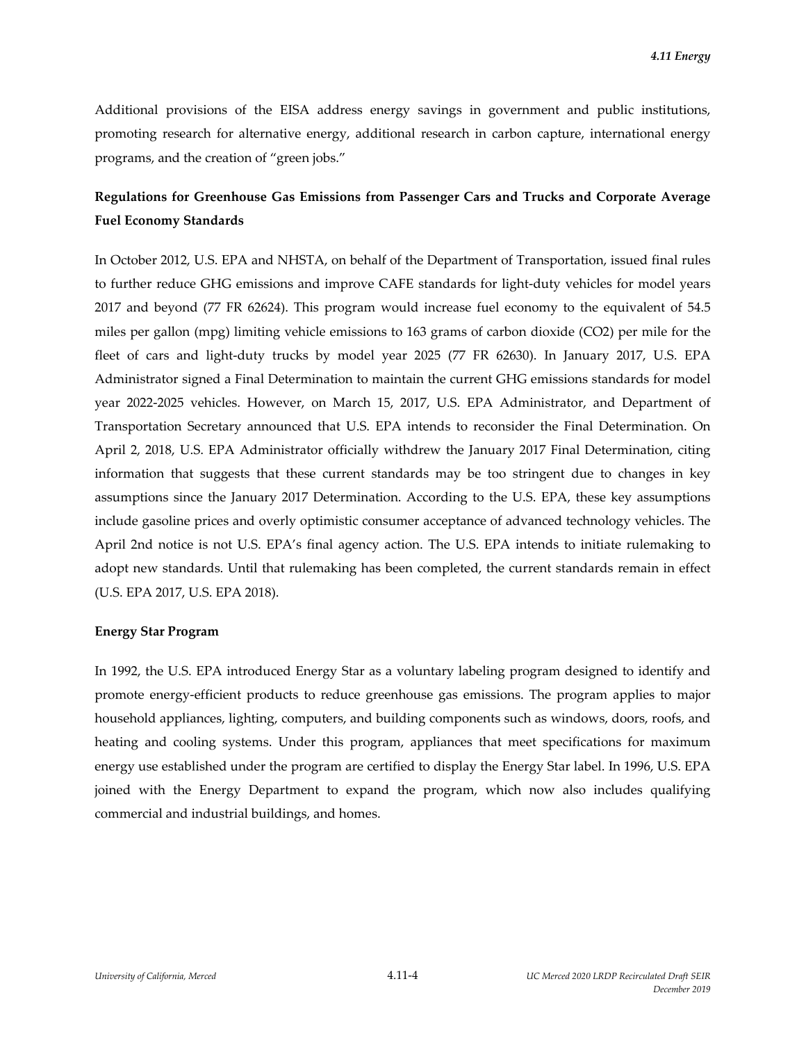Additional provisions of the EISA address energy savings in government and public institutions, promoting research for alternative energy, additional research in carbon capture, international energy programs, and the creation of "green jobs."

### Regulations for Greenhouse Gas Emissions from Passenger Cars and Trucks and Corporate Average Fuel Economy Standards

In October 2012, U.S. EPA and NHSTA, on behalf of the Department of Transportation, issued final rules to further reduce GHG emissions and improve CAFE standards for light-duty vehicles for model years 2017 and beyond (77 FR 62624). This program would increase fuel economy to the equivalent of 54.5 miles per gallon (mpg) limiting vehicle emissions to 163 grams of carbon dioxide ($CO2$) per mile for the fleet of cars and light-duty trucks by model year 2025 (77 FR 62630). In January 2017, U.S. EPA Administrator signed a Final Determination to maintain the current GHG emissions standards for model year 2022-2025 vehicles. However, on March 15, 2017, U.S. EPA Administrator, and Department of Transportation Secretary announced that U.S. EPA intends to reconsider the Final Determination. On April 2, 2018, U.S. EPA Administrator officially withdrew the January 2017 Final Determination, citing information that suggests that these current standards may be too stringent due to changes in key assumptions since the January 2017 Determination. According to the U.S. EPA, these key assumptions include gasoline prices and overly optimistic consumer acceptance of advanced technology vehicles. The April 2nd notice is not U.S. EPA's final agency action. The U.S. EPA intends to initiate rulemaking to adopt new standards. Until that rulemaking has been completed, the current standards remain in effect (U.S. EPA 2017, U.S. EPA 2018).

### Energy Star Program

In 1992, the U.S. EPA introduced Energy Star as a voluntary labeling program designed to identify and promote energy-efficient products to reduce greenhouse gas emissions. The program applies to major household appliances, lighting, computers, and building components such as windows, doors, roofs, and heating and cooling systems. Under this program, appliances that meet specifications for maximum energy use established under the program are certified to display the Energy Star label. In 1996, U.S. EPA joined with the Energy Department to expand the program, which now also includes qualifying commercial and industrial buildings, and homes.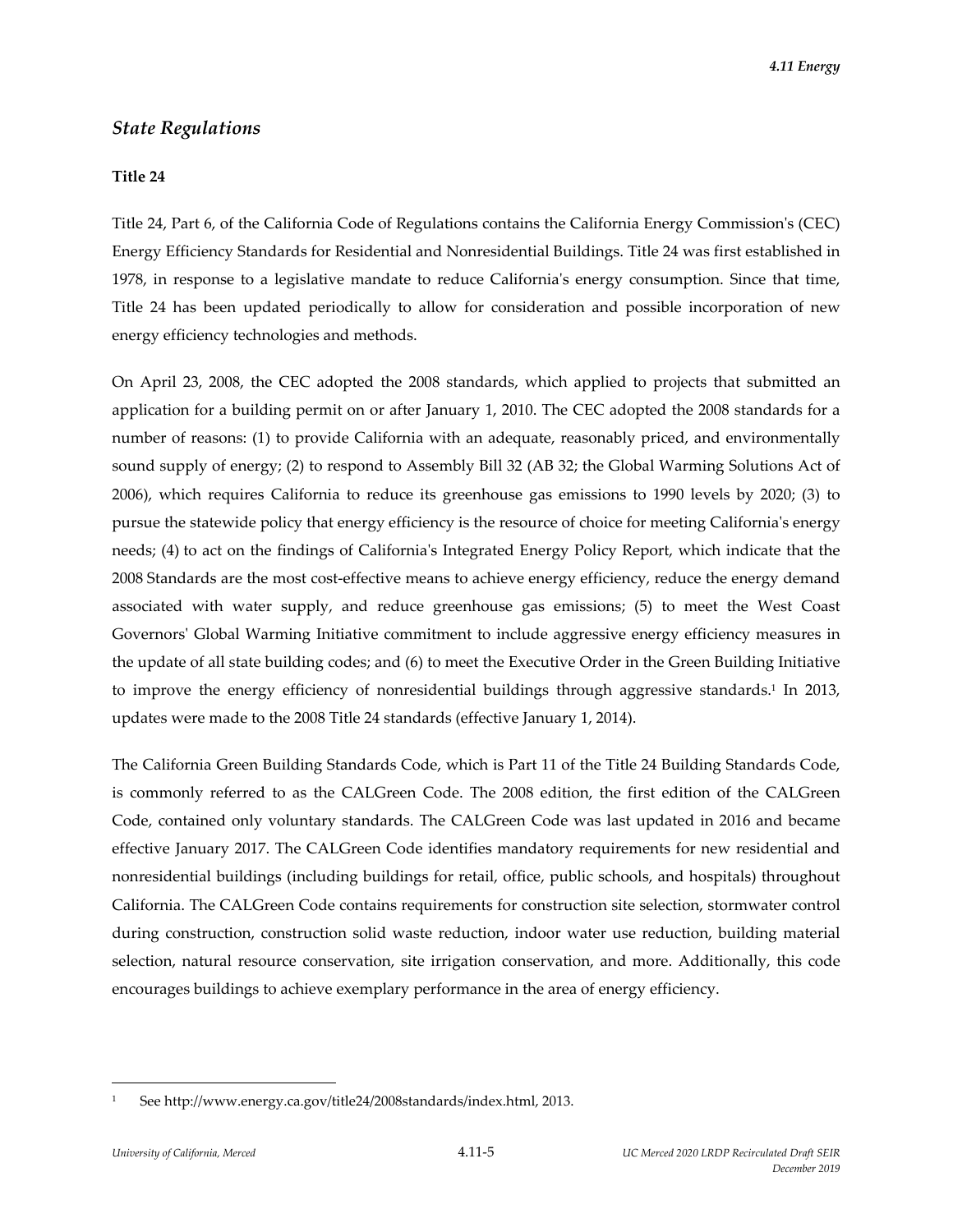## *State Regulations*

**Title 24**

Title 24, Part 6, of the California Code of Regulations contains the California Energy Commission's (CEC) Energy Efficiency Standards for Residential and Nonresidential Buildings. Title 24 was first established in 1978, in response to a legislative mandate to reduce California's energy consumption. Since that time, Title 24 has been updated periodically to allow for consideration and possible incorporation of new energy efficiency technologies and methods.

On April 23, 2008, the CEC adopted the 2008 standards, which applied to projects that submitted an application for a building permit on or after January 1, 2010. The CEC adopted the 2008 standards for a number of reasons: (1) to provide California with an adequate, reasonably priced, and environmentally sound supply of energy; (2) to respond to Assembly Bill 32 (AB 32; the Global Warming Solutions Act of 2006), which requires California to reduce its greenhouse gas emissions to 1990 levels by 2020; (3) to pursue the statewide policy that energy efficiency is the resource of choice for meeting California's energy needs; (4) to act on the findings of California's Integrated Energy Policy Report, which indicate that the 2008 Standards are the most cost-effective means to achieve energy efficiency, reduce the energy demand associated with water supply, and reduce greenhouse gas emissions; (5) to meet the West Coast Governors' Global Warming Initiative commitment to include aggressive energy efficiency measures in the update of all state building codes; and (6) to meet the Executive Order in the Green Building Initiative to improve the energy efficiency of nonresidential buildings through aggressive standards.[1] In 2013, updates were made to the 2008 Title 24 standards (effective January 1, 2014).

The California Green Building Standards Code, which is Part 11 of the Title 24 Building Standards Code, is commonly referred to as the CALGreen Code. The 2008 edition, the first edition of the CALGreen Code, contained only voluntary standards. The CALGreen Code was last updated in 2016 and became effective January 2017. The CALGreen Code identifies mandatory requirements for new residential and nonresidential buildings (including buildings for retail, office, public schools, and hospitals) throughout California. The CALGreen Code contains requirements for construction site selection, stormwater control during construction, construction solid waste reduction, indoor water use reduction, building material selection, natural resource conservation, site irrigation conservation, and more. Additionally, this code encourages buildings to achieve exemplary performance in the area of energy efficiency.

---

[1] See http://www.energy.ca.gov/title24/2008standards/index.html, 2013.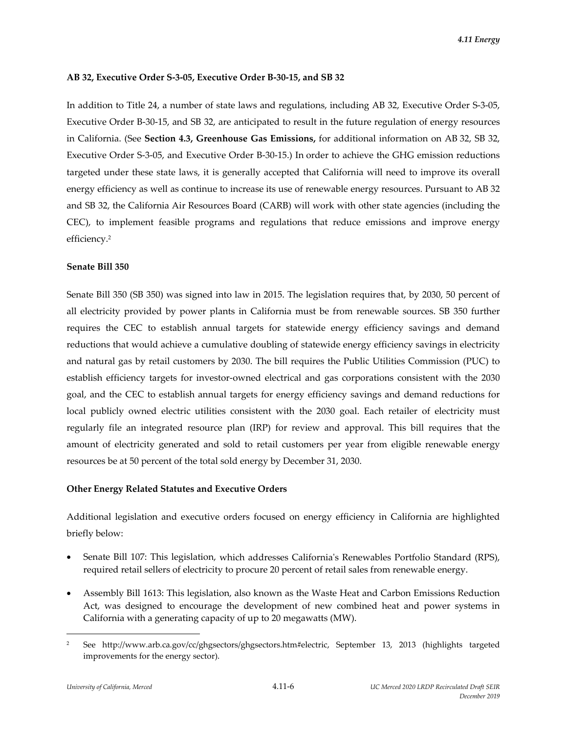**AB 32, Executive Order S-3-05, Executive Order B-30-15, and SB 32**

In addition to Title 24, a number of state laws and regulations, including AB 32, Executive Order S-3-05, Executive Order B-30-15, and SB 32, are anticipated to result in the future regulation of energy resources in California. (See **Section 4.3, Greenhouse Gas Emissions,** for additional information on AB 32, SB 32, Executive Order S-3-05, and Executive Order B-30-15.) In order to achieve the GHG emission reductions targeted under these state laws, it is generally accepted that California will need to improve its overall energy efficiency as well as continue to increase its use of renewable energy resources. Pursuant to AB 32 and SB 32, the California Air Resources Board (CARB) will work with other state agencies (including the CEC), to implement feasible programs and regulations that reduce emissions and improve energy efficiency.[2]

**Senate Bill 350**

Senate Bill 350 (SB 350) was signed into law in 2015. The legislation requires that, by 2030, 50 percent of all electricity provided by power plants in California must be from renewable sources. SB 350 further requires the CEC to establish annual targets for statewide energy efficiency savings and demand reductions that would achieve a cumulative doubling of statewide energy efficiency savings in electricity and natural gas by retail customers by 2030. The bill requires the Public Utilities Commission (PUC) to establish efficiency targets for investor-owned electrical and gas corporations consistent with the 2030 goal, and the CEC to establish annual targets for energy efficiency savings and demand reductions for local publicly owned electric utilities consistent with the 2030 goal. Each retailer of electricity must regularly file an integrated resource plan (IRP) for review and approval. This bill requires that the amount of electricity generated and sold to retail customers per year from eligible renewable energy resources be at 50 percent of the total sold energy by December 31, 2030.

**Other Energy Related Statutes and Executive Orders**

Additional legislation and executive orders focused on energy efficiency in California are highlighted briefly below:

- Senate Bill 107: This legislation, which addresses California's Renewables Portfolio Standard (RPS), required retail sellers of electricity to procure 20 percent of retail sales from renewable energy.
- Assembly Bill 1613: This legislation, also known as the Waste Heat and Carbon Emissions Reduction Act, was designed to encourage the development of new combined heat and power systems in California with a generating capacity of up to 20 megawatts (MW).

---

[2] See http://www.arb.ca.gov/cc/ghgsectors/ghgsectors.htm#electric, September 13, 2013 (highlights targeted improvements for the energy sector).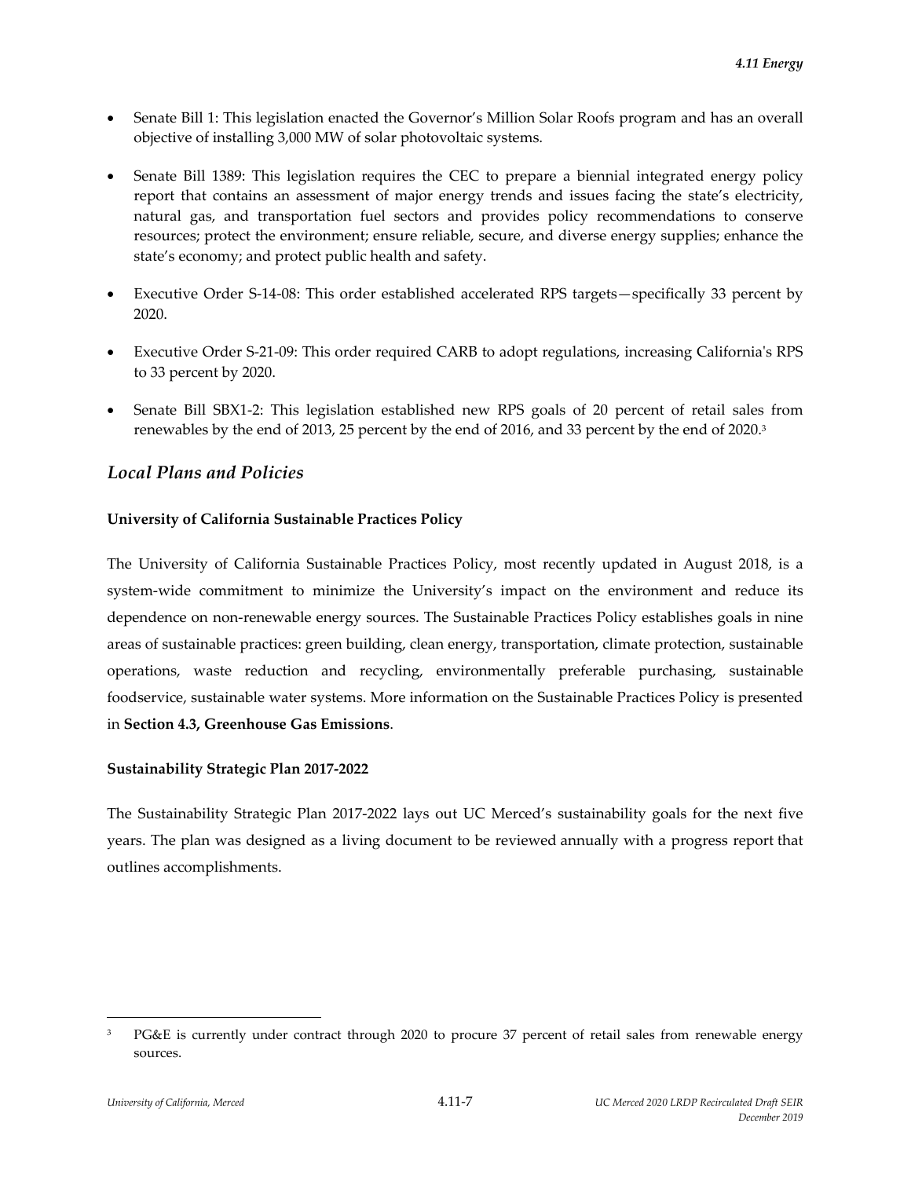- Senate Bill 1: This legislation enacted the Governor's Million Solar Roofs program and has an overall objective of installing 3,000 MW of solar photovoltaic systems.
- Senate Bill 1389: This legislation requires the CEC to prepare a biennial integrated energy policy report that contains an assessment of major energy trends and issues facing the state's electricity, natural gas, and transportation fuel sectors and provides policy recommendations to conserve resources; protect the environment; ensure reliable, secure, and diverse energy supplies; enhance the state's economy; and protect public health and safety.
- Executive Order S-14-08: This order established accelerated RPS targets—specifically 33 percent by 2020.
- Executive Order S-21-09: This order required CARB to adopt regulations, increasing California's RPS to 33 percent by 2020.
- Senate Bill SBX1-2: This legislation established new RPS goals of 20 percent of retail sales from renewables by the end of 2013, 25 percent by the end of 2016, and 33 percent by the end of 2020.[3]

## *Local Plans and Policies*

**University of California Sustainable Practices Policy**

The University of California Sustainable Practices Policy, most recently updated in August 2018, is a system-wide commitment to minimize the University's impact on the environment and reduce its dependence on non-renewable energy sources. The Sustainable Practices Policy establishes goals in nine areas of sustainable practices: green building, clean energy, transportation, climate protection, sustainable operations, waste reduction and recycling, environmentally preferable purchasing, sustainable foodservice, sustainable water systems. More information on the Sustainable Practices Policy is presented in **Section 4.3, Greenhouse Gas Emissions**.

**Sustainability Strategic Plan 2017-2022**

The Sustainability Strategic Plan 2017-2022 lays out UC Merced's sustainability goals for the next five years. The plan was designed as a living document to be reviewed annually with a progress report that outlines accomplishments.

---

[3] PG&E is currently under contract through 2020 to procure 37 percent of retail sales from renewable energy sources.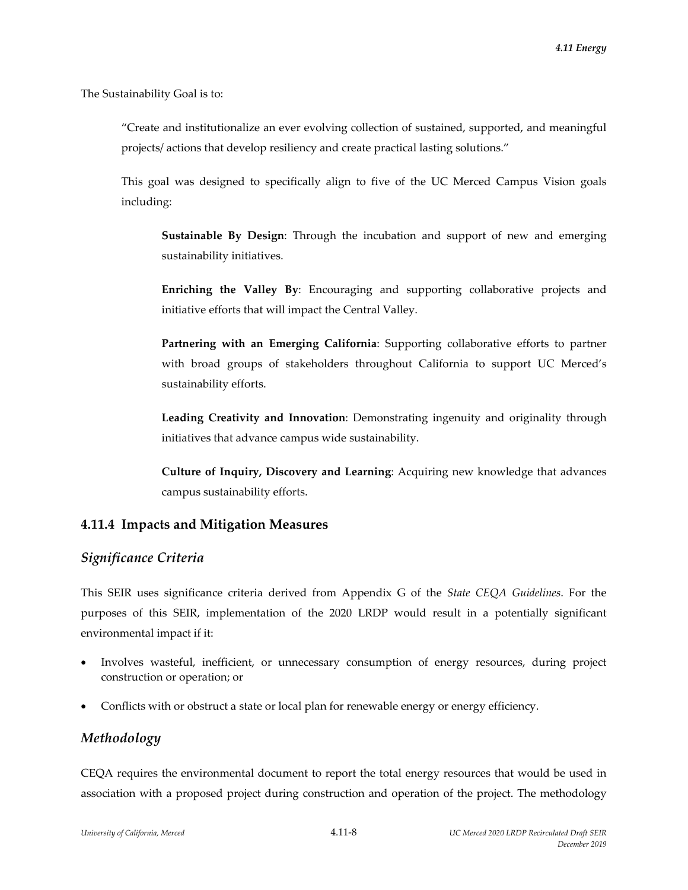The Sustainability Goal is to:

> "Create and institutionalize an ever evolving collection of sustained, supported, and meaningful projects/ actions that develop resiliency and create practical lasting solutions."
>
> This goal was designed to specifically align to five of the UC Merced Campus Vision goals including:
>
> > **Sustainable By Design**: Through the incubation and support of new and emerging sustainability initiatives.
> >
> > **Enriching the Valley By**: Encouraging and supporting collaborative projects and initiative efforts that will impact the Central Valley.
> >
> > **Partnering with an Emerging California**: Supporting collaborative efforts to partner with broad groups of stakeholders throughout California to support UC Merced's sustainability efforts.
> >
> > **Leading Creativity and Innovation**: Demonstrating ingenuity and originality through initiatives that advance campus wide sustainability.
> >
> > **Culture of Inquiry, Discovery and Learning**: Acquiring new knowledge that advances campus sustainability efforts.

## 4.11.4 Impacts and Mitigation Measures

### *Significance Criteria*

This SEIR uses significance criteria derived from Appendix G of the *State CEQA Guidelines*. For the purposes of this SEIR, implementation of the 2020 LRDP would result in a potentially significant environmental impact if it:

- Involves wasteful, inefficient, or unnecessary consumption of energy resources, during project construction or operation; or
- Conflicts with or obstruct a state or local plan for renewable energy or energy efficiency.

### *Methodology*

CEQA requires the environmental document to report the total energy resources that would be used in association with a proposed project during construction and operation of the project. The methodology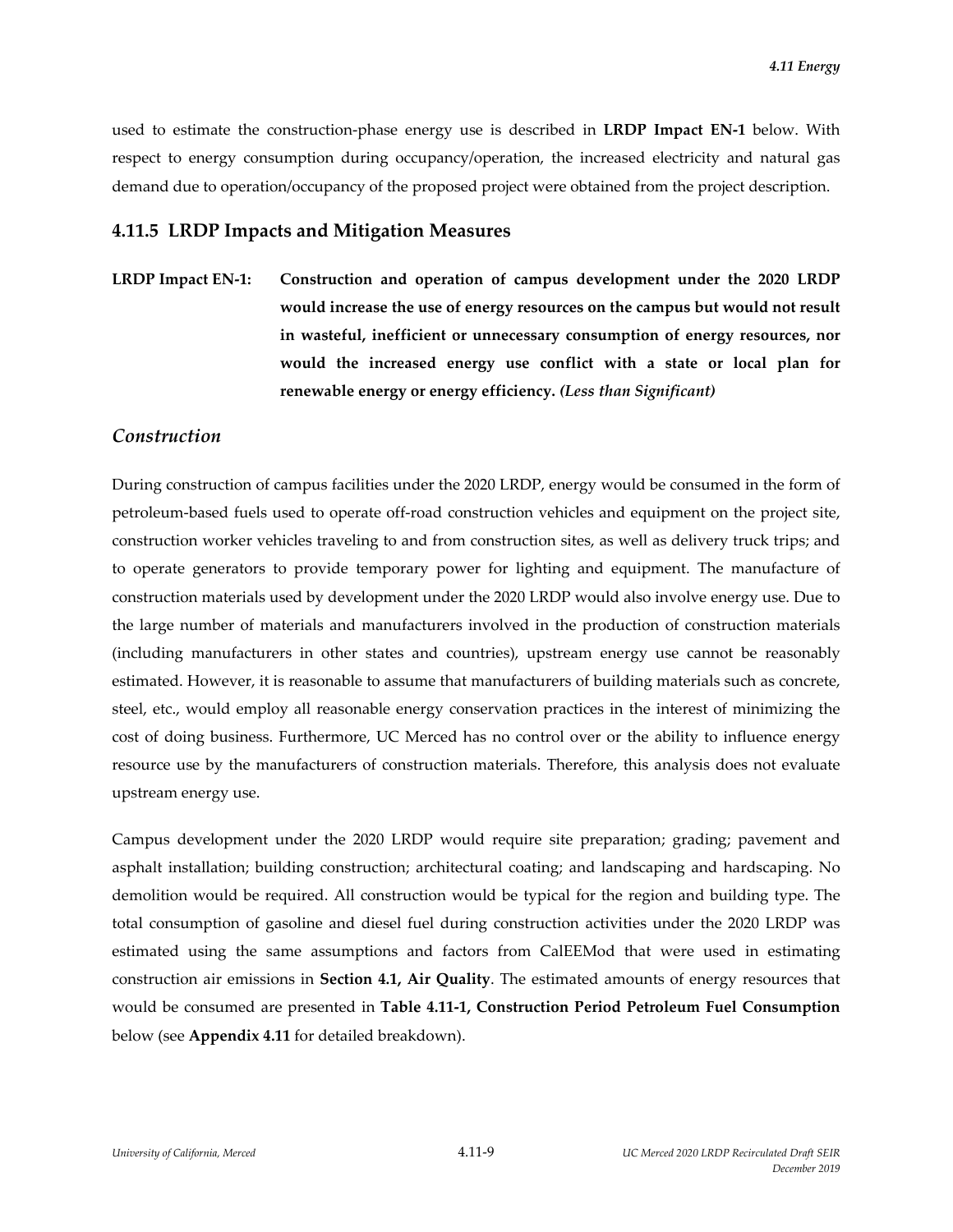used to estimate the construction-phase energy use is described in **LRDP Impact EN-1** below. With respect to energy consumption during occupancy/operation, the increased electricity and natural gas demand due to operation/occupancy of the proposed project were obtained from the project description.

## 4.11.5 LRDP Impacts and Mitigation Measures

**LRDP Impact EN-1: Construction and operation of campus development under the 2020 LRDP would increase the use of energy resources on the campus but would not result in wasteful, inefficient or unnecessary consumption of energy resources, nor would the increased energy use conflict with a state or local plan for renewable energy or energy efficiency. *(Less than Significant)***

### *Construction*

During construction of campus facilities under the 2020 LRDP, energy would be consumed in the form of petroleum-based fuels used to operate off-road construction vehicles and equipment on the project site, construction worker vehicles traveling to and from construction sites, as well as delivery truck trips; and to operate generators to provide temporary power for lighting and equipment. The manufacture of construction materials used by development under the 2020 LRDP would also involve energy use. Due to the large number of materials and manufacturers involved in the production of construction materials (including manufacturers in other states and countries), upstream energy use cannot be reasonably estimated. However, it is reasonable to assume that manufacturers of building materials such as concrete, steel, etc., would employ all reasonable energy conservation practices in the interest of minimizing the cost of doing business. Furthermore, UC Merced has no control over or the ability to influence energy resource use by the manufacturers of construction materials. Therefore, this analysis does not evaluate upstream energy use.

Campus development under the 2020 LRDP would require site preparation; grading; pavement and asphalt installation; building construction; architectural coating; and landscaping and hardscaping. No demolition would be required. All construction would be typical for the region and building type. The total consumption of gasoline and diesel fuel during construction activities under the 2020 LRDP was estimated using the same assumptions and factors from CalEEMod that were used in estimating construction air emissions in **Section 4.1, Air Quality**. The estimated amounts of energy resources that would be consumed are presented in **Table 4.11-1, Construction Period Petroleum Fuel Consumption** below (see **Appendix 4.11** for detailed breakdown).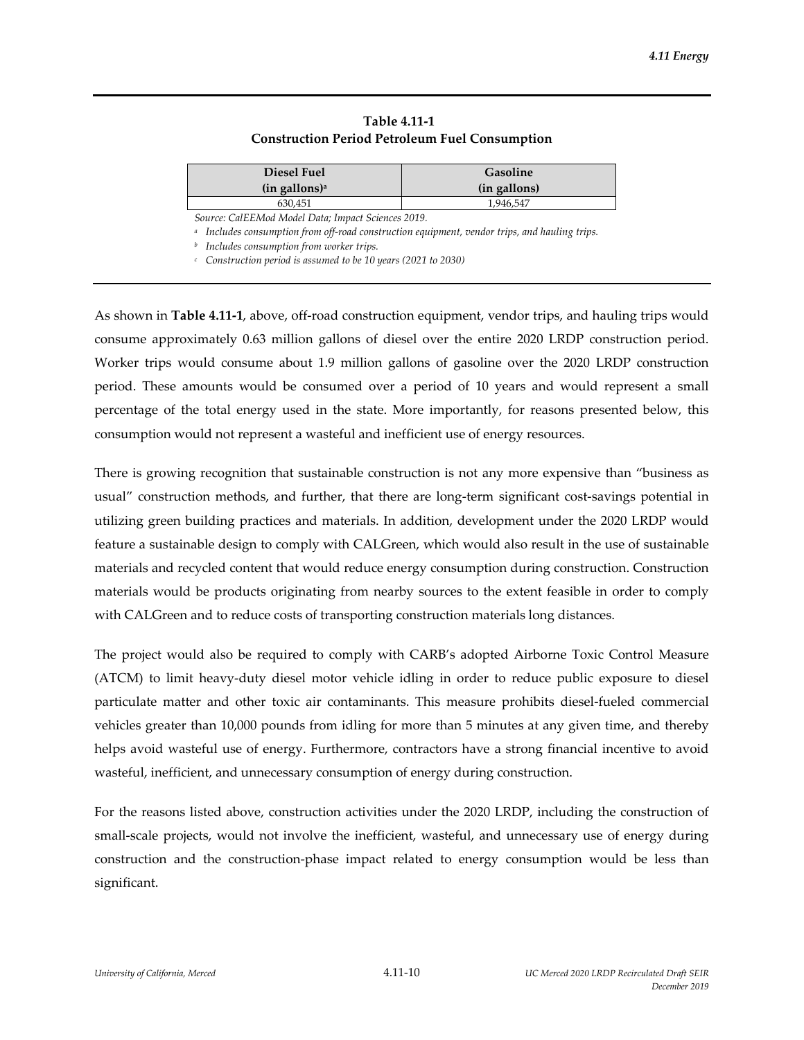**Table 4.11-1**
**Construction Period Petroleum Fuel Consumption**

| Diesel Fuel (in gallons)[a] | Gasoline (in gallons) |
|---|---|
| 630,451 | 1,946,547 |

*Source: CalEEMod Model Data; Impact Sciences 2019.*

[a] *Includes consumption from off-road construction equipment, vendor trips, and hauling trips.*

[b] *Includes consumption from worker trips.*

[c] *Construction period is assumed to be 10 years (2021 to 2030)*

As shown in **Table 4.11-1**, above, off-road construction equipment, vendor trips, and hauling trips would consume approximately 0.63 million gallons of diesel over the entire 2020 LRDP construction period. Worker trips would consume about 1.9 million gallons of gasoline over the 2020 LRDP construction period. These amounts would be consumed over a period of 10 years and would represent a small percentage of the total energy used in the state. More importantly, for reasons presented below, this consumption would not represent a wasteful and inefficient use of energy resources.

There is growing recognition that sustainable construction is not any more expensive than "business as usual" construction methods, and further, that there are long-term significant cost-savings potential in utilizing green building practices and materials. In addition, development under the 2020 LRDP would feature a sustainable design to comply with CALGreen, which would also result in the use of sustainable materials and recycled content that would reduce energy consumption during construction. Construction materials would be products originating from nearby sources to the extent feasible in order to comply with CALGreen and to reduce costs of transporting construction materials long distances.

The project would also be required to comply with CARB's adopted Airborne Toxic Control Measure (ATCM) to limit heavy-duty diesel motor vehicle idling in order to reduce public exposure to diesel particulate matter and other toxic air contaminants. This measure prohibits diesel-fueled commercial vehicles greater than 10,000 pounds from idling for more than 5 minutes at any given time, and thereby helps avoid wasteful use of energy. Furthermore, contractors have a strong financial incentive to avoid wasteful, inefficient, and unnecessary consumption of energy during construction.

For the reasons listed above, construction activities under the 2020 LRDP, including the construction of small-scale projects, would not involve the inefficient, wasteful, and unnecessary use of energy during construction and the construction-phase impact related to energy consumption would be less than significant.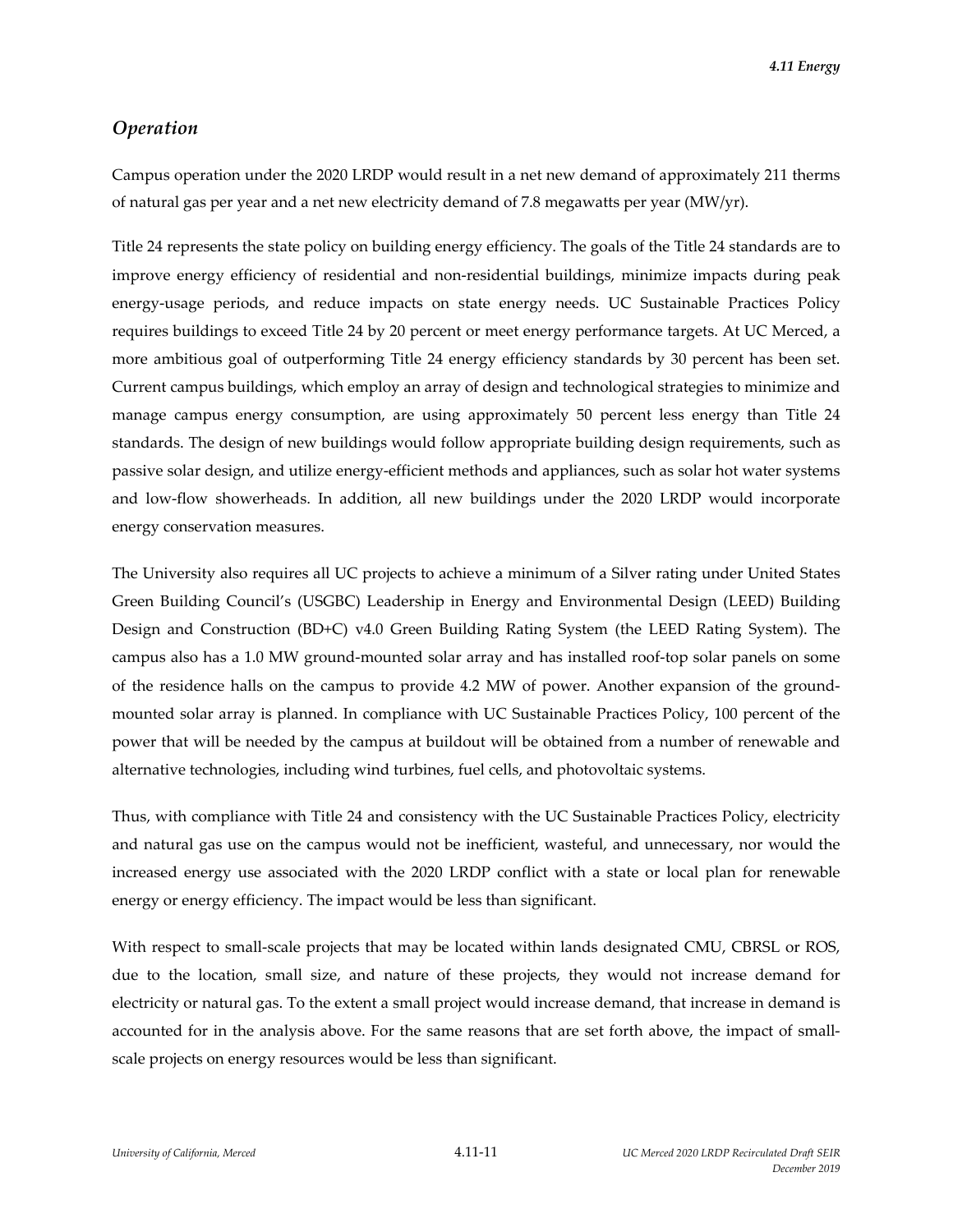## *Operation*

Campus operation under the 2020 LRDP would result in a net new demand of approximately 211 therms of natural gas per year and a net new electricity demand of 7.8 megawatts per year (MW/yr).

Title 24 represents the state policy on building energy efficiency. The goals of the Title 24 standards are to improve energy efficiency of residential and non-residential buildings, minimize impacts during peak energy-usage periods, and reduce impacts on state energy needs. UC Sustainable Practices Policy requires buildings to exceed Title 24 by 20 percent or meet energy performance targets. At UC Merced, a more ambitious goal of outperforming Title 24 energy efficiency standards by 30 percent has been set. Current campus buildings, which employ an array of design and technological strategies to minimize and manage campus energy consumption, are using approximately 50 percent less energy than Title 24 standards. The design of new buildings would follow appropriate building design requirements, such as passive solar design, and utilize energy-efficient methods and appliances, such as solar hot water systems and low-flow showerheads. In addition, all new buildings under the 2020 LRDP would incorporate energy conservation measures.

The University also requires all UC projects to achieve a minimum of a Silver rating under United States Green Building Council's (USGBC) Leadership in Energy and Environmental Design (LEED) Building Design and Construction (BD+C) v4.0 Green Building Rating System (the LEED Rating System). The campus also has a 1.0 MW ground-mounted solar array and has installed roof-top solar panels on some of the residence halls on the campus to provide 4.2 MW of power. Another expansion of the ground-mounted solar array is planned. In compliance with UC Sustainable Practices Policy, 100 percent of the power that will be needed by the campus at buildout will be obtained from a number of renewable and alternative technologies, including wind turbines, fuel cells, and photovoltaic systems.

Thus, with compliance with Title 24 and consistency with the UC Sustainable Practices Policy, electricity and natural gas use on the campus would not be inefficient, wasteful, and unnecessary, nor would the increased energy use associated with the 2020 LRDP conflict with a state or local plan for renewable energy or energy efficiency. The impact would be less than significant.

With respect to small-scale projects that may be located within lands designated CMU, CBRSL or ROS, due to the location, small size, and nature of these projects, they would not increase demand for electricity or natural gas. To the extent a small project would increase demand, that increase in demand is accounted for in the analysis above. For the same reasons that are set forth above, the impact of small-scale projects on energy resources would be less than significant.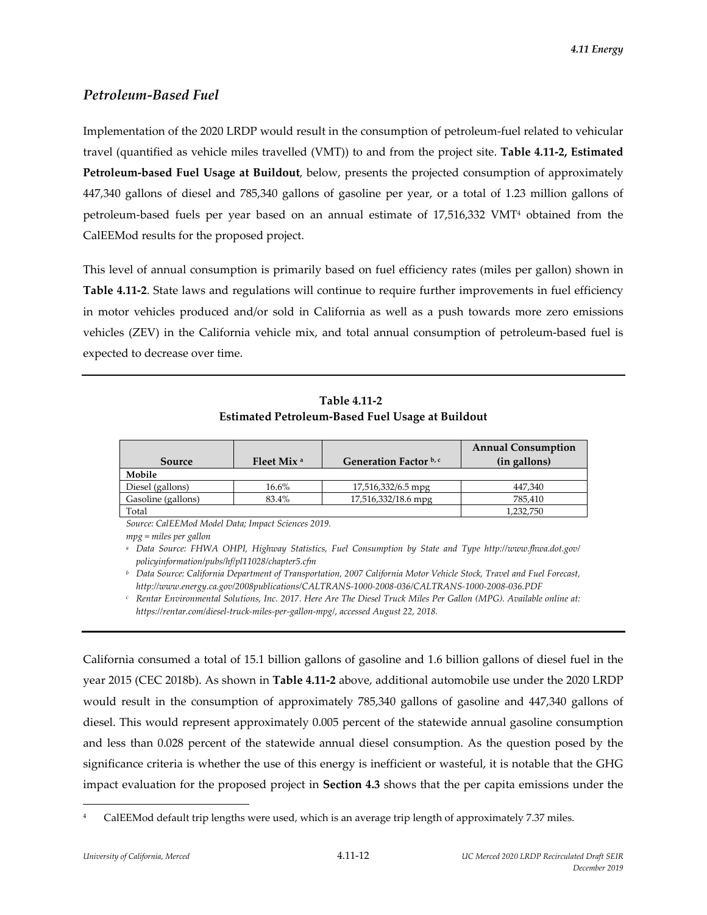## *Petroleum-Based Fuel*

Implementation of the 2020 LRDP would result in the consumption of petroleum-fuel related to vehicular travel (quantified as vehicle miles travelled (VMT)) to and from the project site. **Table 4.11-2, Estimated Petroleum-based Fuel Usage at Buildout**, below, presents the projected consumption of approximately 447,340 gallons of diesel and 785,340 gallons of gasoline per year, or a total of 1.23 million gallons of petroleum-based fuels per year based on an annual estimate of 17,516,332 VMT[4] obtained from the CalEEMod results for the proposed project.

This level of annual consumption is primarily based on fuel efficiency rates (miles per gallon) shown in **Table 4.11-2**. State laws and regulations will continue to require further improvements in fuel efficiency in motor vehicles produced and/or sold in California as well as a push towards more zero emissions vehicles (ZEV) in the California vehicle mix, and total annual consumption of petroleum-based fuel is expected to decrease over time.

**Table 4.11-2**
**Estimated Petroleum-Based Fuel Usage at Buildout**

| Source | Fleet Mix [a] | Generation Factor [b, c] | Annual Consumption (in gallons) |
|---|---|---|---|
| **Mobile** | | | |
| Diesel (gallons) | 16.6% | 17,516,332/6.5 mpg | 447,340 |
| Gasoline (gallons) | 83.4% | 17,516,332/18.6 mpg | 785,410 |
| Total | | | 1,232,750 |

*Source: CalEEMod Model Data; Impact Sciences 2019.*

*mpg = miles per gallon*

[a] *Data Source: FHWA OHPI, Highway Statistics, Fuel Consumption by State and Type http://www.fhwa.dot.gov/policyinformation/pubs/hf/pl11028/chapter5.cfm*

[b] *Data Source: California Department of Transportation, 2007 California Motor Vehicle Stock, Travel and Fuel Forecast, http://www.energy.ca.gov/2008publications/CALTRANS-1000-2008-036/CALTRANS-1000-2008-036.PDF*

[c] *Rentar Environmental Solutions, Inc. 2017. Here Are The Diesel Truck Miles Per Gallon (MPG). Available online at: https://rentar.com/diesel-truck-miles-per-gallon-mpg/, accessed August 22, 2018.*

California consumed a total of 15.1 billion gallons of gasoline and 1.6 billion gallons of diesel fuel in the year 2015 (CEC 2018b). As shown in **Table 4.11-2** above, additional automobile use under the 2020 LRDP would result in the consumption of approximately 785,340 gallons of gasoline and 447,340 gallons of diesel. This would represent approximately 0.005 percent of the statewide annual gasoline consumption and less than 0.028 percent of the statewide annual diesel consumption. As the question posed by the significance criteria is whether the use of this energy is inefficient or wasteful, it is notable that the GHG impact evaluation for the proposed project in **Section 4.3** shows that the per capita emissions under the

[4] CalEEMod default trip lengths were used, which is an average trip length of approximately 7.37 miles.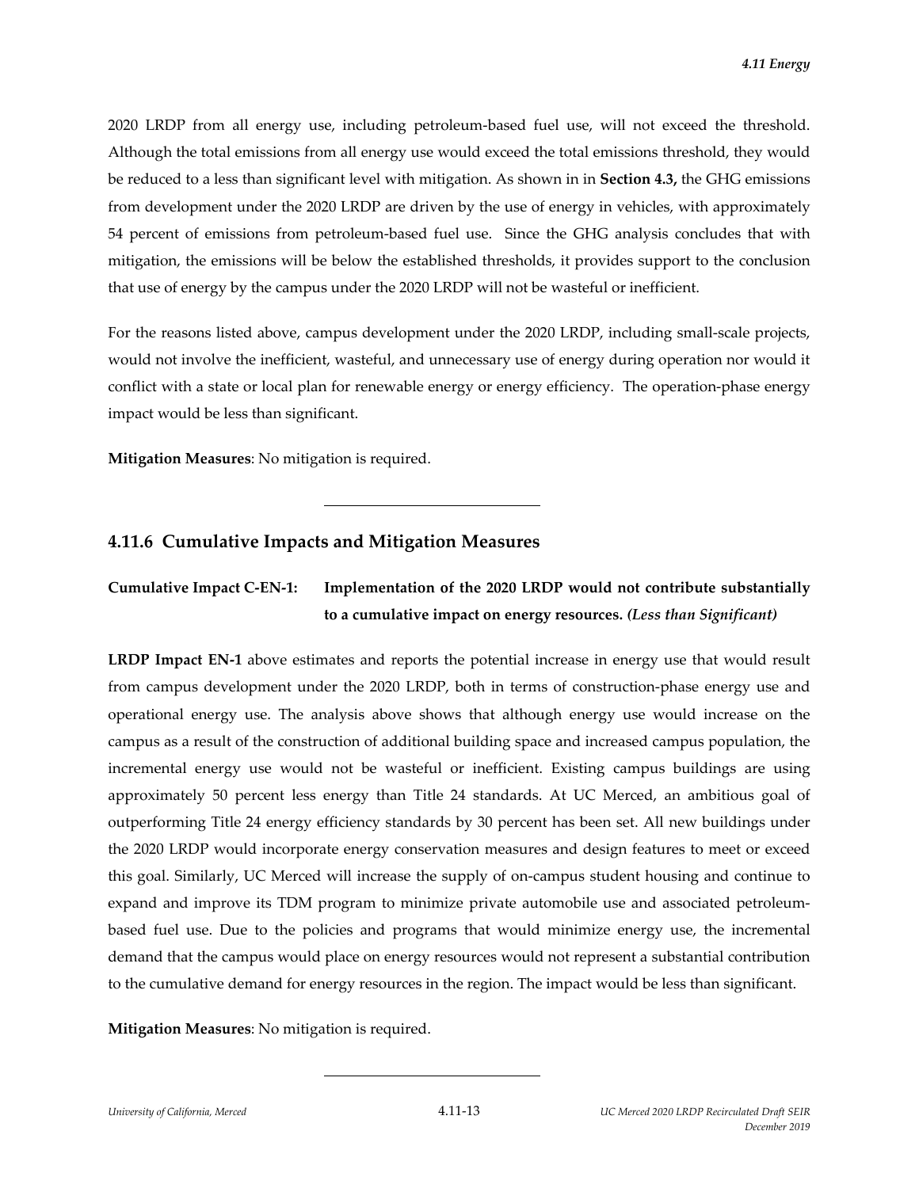2020 LRDP from all energy use, including petroleum-based fuel use, will not exceed the threshold. Although the total emissions from all energy use would exceed the total emissions threshold, they would be reduced to a less than significant level with mitigation. As shown in in **Section 4.3,** the GHG emissions from development under the 2020 LRDP are driven by the use of energy in vehicles, with approximately 54 percent of emissions from petroleum-based fuel use. Since the GHG analysis concludes that with mitigation, the emissions will be below the established thresholds, it provides support to the conclusion that use of energy by the campus under the 2020 LRDP will not be wasteful or inefficient.

For the reasons listed above, campus development under the 2020 LRDP, including small-scale projects, would not involve the inefficient, wasteful, and unnecessary use of energy during operation nor would it conflict with a state or local plan for renewable energy or energy efficiency. The operation-phase energy impact would be less than significant.

**Mitigation Measures**: No mitigation is required.

---

## 4.11.6 Cumulative Impacts and Mitigation Measures

**Cumulative Impact C-EN-1: Implementation of the 2020 LRDP would not contribute substantially to a cumulative impact on energy resources. *(Less than Significant)***

**LRDP Impact EN-1** above estimates and reports the potential increase in energy use that would result from campus development under the 2020 LRDP, both in terms of construction-phase energy use and operational energy use. The analysis above shows that although energy use would increase on the campus as a result of the construction of additional building space and increased campus population, the incremental energy use would not be wasteful or inefficient. Existing campus buildings are using approximately 50 percent less energy than Title 24 standards. At UC Merced, an ambitious goal of outperforming Title 24 energy efficiency standards by 30 percent has been set. All new buildings under the 2020 LRDP would incorporate energy conservation measures and design features to meet or exceed this goal. Similarly, UC Merced will increase the supply of on-campus student housing and continue to expand and improve its TDM program to minimize private automobile use and associated petroleum-based fuel use. Due to the policies and programs that would minimize energy use, the incremental demand that the campus would place on energy resources would not represent a substantial contribution to the cumulative demand for energy resources in the region. The impact would be less than significant.

**Mitigation Measures**: No mitigation is required.

---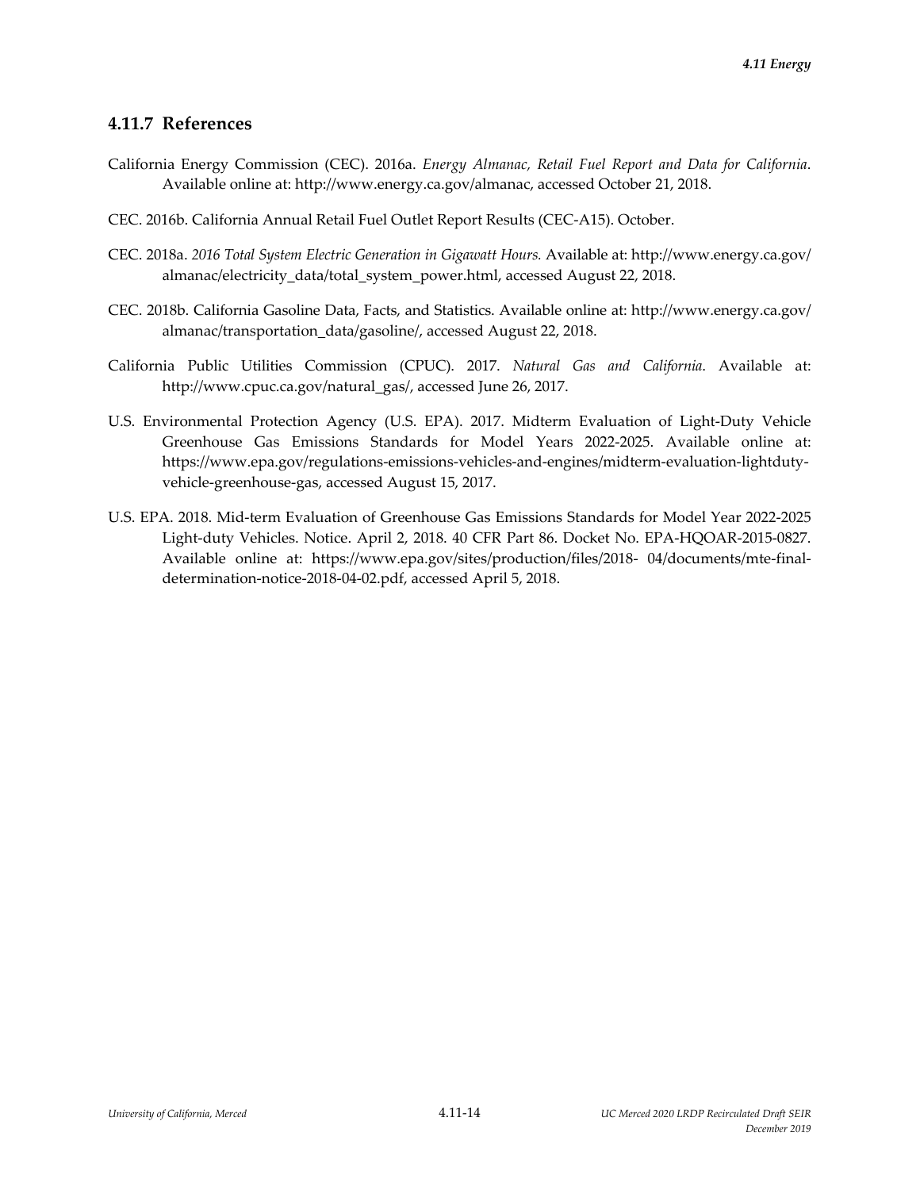## 4.11.7 References

California Energy Commission (CEC). 2016a. *Energy Almanac, Retail Fuel Report and Data for California*. Available online at: http://www.energy.ca.gov/almanac, accessed October 21, 2018.

CEC. 2016b. California Annual Retail Fuel Outlet Report Results (CEC-A15). October.

CEC. 2018a. *2016 Total System Electric Generation in Gigawatt Hours.* Available at: http://www.energy.ca.gov/almanac/electricity_data/total_system_power.html, accessed August 22, 2018.

CEC. 2018b. California Gasoline Data, Facts, and Statistics. Available online at: http://www.energy.ca.gov/almanac/transportation_data/gasoline/, accessed August 22, 2018.

California Public Utilities Commission (CPUC). 2017. *Natural Gas and California*. Available at: http://www.cpuc.ca.gov/natural_gas/, accessed June 26, 2017.

U.S. Environmental Protection Agency (U.S. EPA). 2017. Midterm Evaluation of Light-Duty Vehicle Greenhouse Gas Emissions Standards for Model Years 2022-2025. Available online at: https://www.epa.gov/regulations-emissions-vehicles-and-engines/midterm-evaluation-lightduty-vehicle-greenhouse-gas, accessed August 15, 2017.

U.S. EPA. 2018. Mid-term Evaluation of Greenhouse Gas Emissions Standards for Model Year 2022-2025 Light-duty Vehicles. Notice. April 2, 2018. 40 CFR Part 86. Docket No. EPA-HQOAR-2015-0827. Available online at: https://www.epa.gov/sites/production/files/2018- 04/documents/mte-final-determination-notice-2018-04-02.pdf, accessed April 5, 2018.